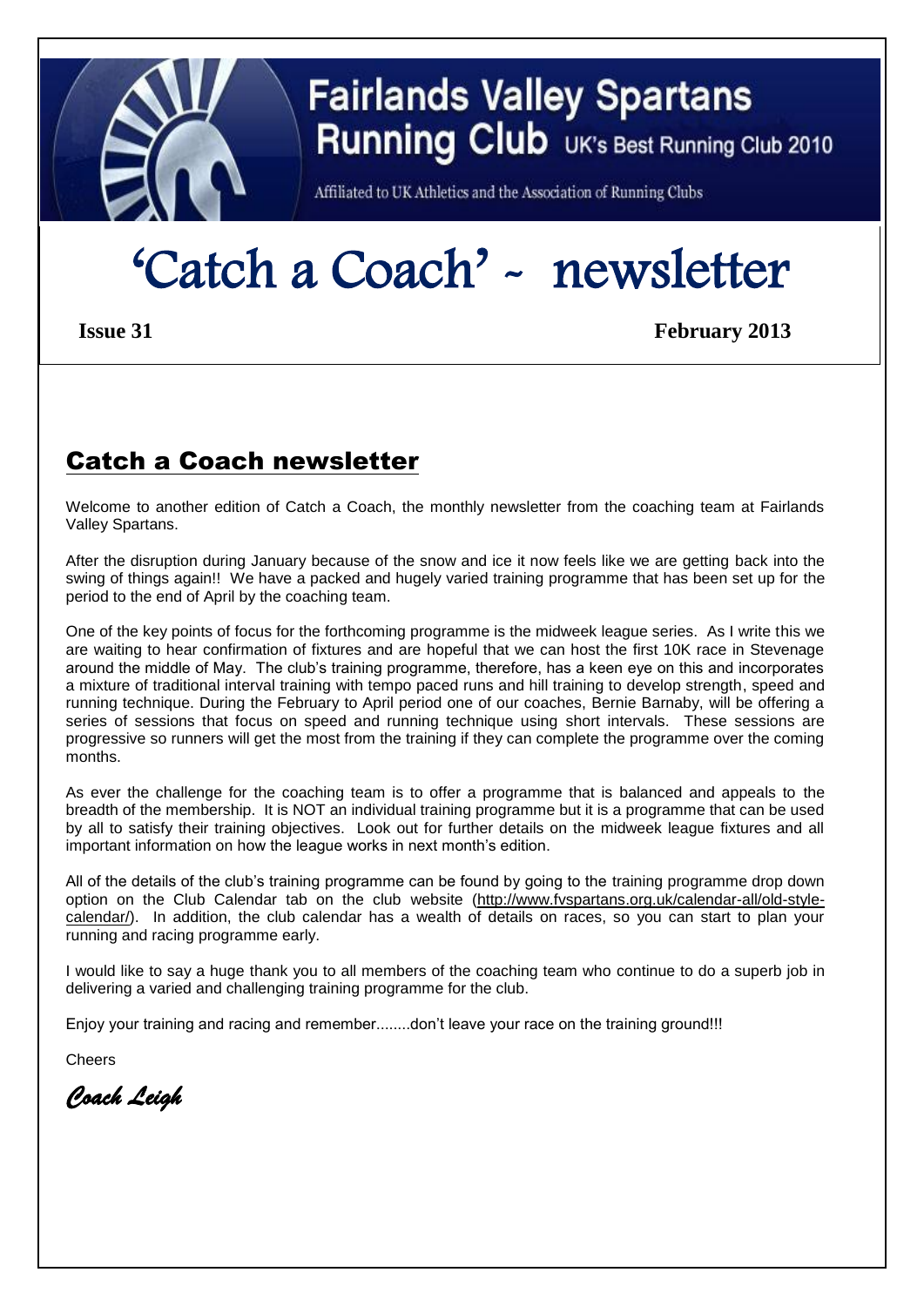# Fairlands Valley Spartans Running Club UK's Best Running Club 2010

Affiliated to UK Athletics and the Association of Running Clubs

# 'Catch a Coach' - newsletter

**Issue 31** **February 2013**

## Catch a Coach newsletter

Welcome to another edition of Catch a Coach, the monthly newsletter from the coaching team at Fairlands Valley Spartans.

After the disruption during January because of the snow and ice it now feels like we are getting back into the swing of things again!! We have a packed and hugely varied training programme that has been set up for the period to the end of April by the coaching team.

One of the key points of focus for the forthcoming programme is the midweek league series. As I write this we are waiting to hear confirmation of fixtures and are hopeful that we can host the first 10K race in Stevenage around the middle of May. The club's training programme, therefore, has a keen eye on this and incorporates a mixture of traditional interval training with tempo paced runs and hill training to develop strength, speed and running technique. During the February to April period one of our coaches, Bernie Barnaby, will be offering a series of sessions that focus on speed and running technique using short intervals. These sessions are progressive so runners will get the most from the training if they can complete the programme over the coming months.

As ever the challenge for the coaching team is to offer a programme that is balanced and appeals to the breadth of the membership. It is NOT an individual training programme but it is a programme that can be used by all to satisfy their training objectives. Look out for further details on the midweek league fixtures and all important information on how the league works in next month's edition.

All of the details of the club's training programme can be found by going to the training programme drop down option on the Club Calendar tab on the club website (http://www.fvspartans.org.uk/calendar-all/old-style-calendar/). In addition, the club calendar has a wealth of details on races, so you can start to plan your running and racing programme early.

I would like to say a huge thank you to all members of the coaching team who continue to do a superb job in delivering a varied and challenging training programme for the club.

Enjoy your training and racing and remember........don't leave your race on the training ground!!!

Cheers

*Coach Leigh*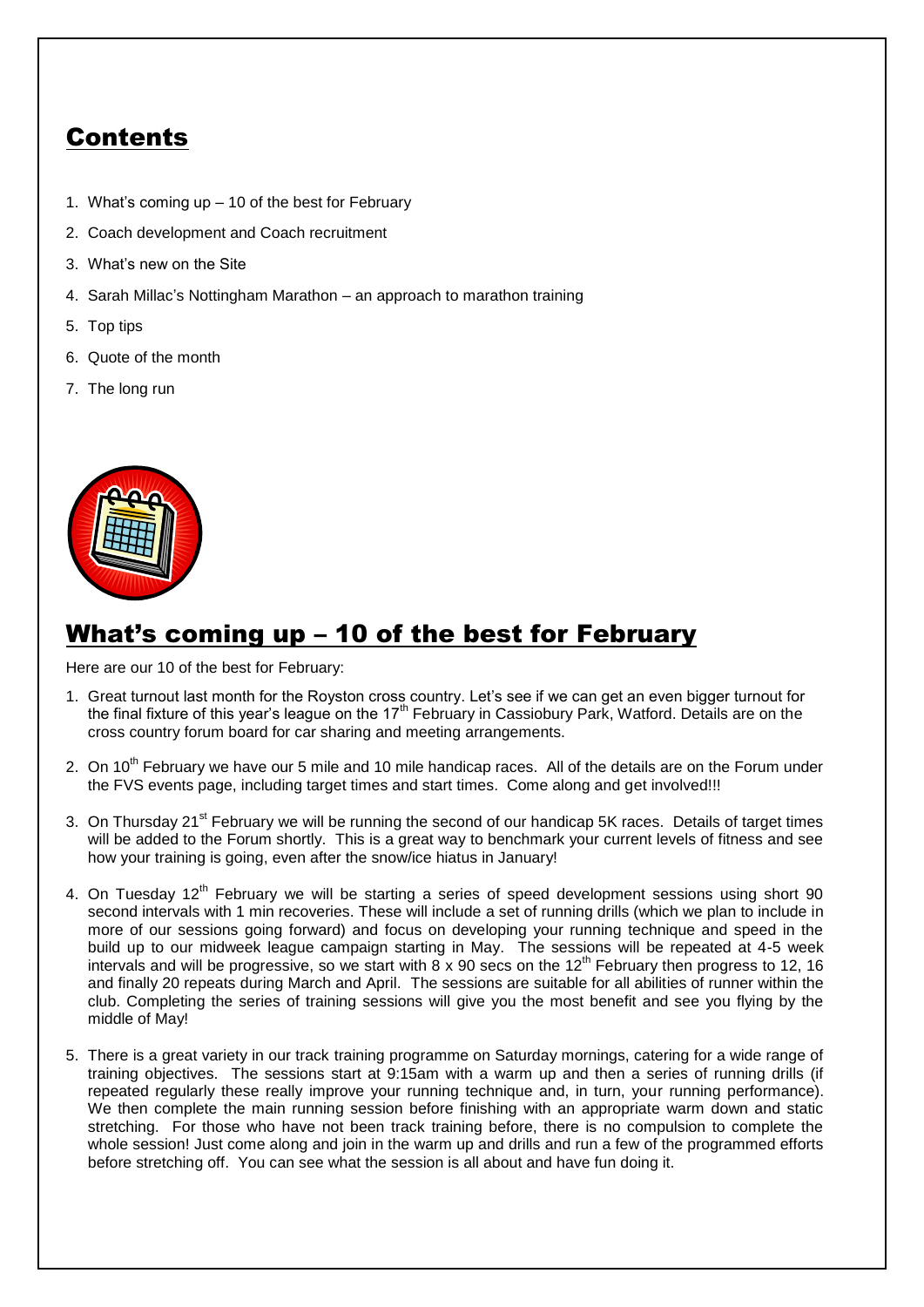## Contents

1. What's coming up – 10 of the best for February
2. Coach development and Coach recruitment
3. What's new on the Site
4. Sarah Millac's Nottingham Marathon – an approach to marathon training
5. Top tips
6. Quote of the month
7. The long run

## What's coming up – 10 of the best for February

Here are our 10 of the best for February:

1. Great turnout last month for the Royston cross country. Let's see if we can get an even bigger turnout for the final fixture of this year's league on the 17th February in Cassiobury Park, Watford. Details are on the cross country forum board for car sharing and meeting arrangements.

2. On 10th February we have our 5 mile and 10 mile handicap races. All of the details are on the Forum under the FVS events page, including target times and start times. Come along and get involved!!!

3. On Thursday 21st February we will be running the second of our handicap 5K races. Details of target times will be added to the Forum shortly. This is a great way to benchmark your current levels of fitness and see how your training is going, even after the snow/ice hiatus in January!

4. On Tuesday 12th February we will be starting a series of speed development sessions using short 90 second intervals with 1 min recoveries. These will include a set of running drills (which we plan to include in more of our sessions going forward) and focus on developing your running technique and speed in the build up to our midweek league campaign starting in May. The sessions will be repeated at 4-5 week intervals and will be progressive, so we start with 8 x 90 secs on the 12th February then progress to 12, 16 and finally 20 repeats during March and April. The sessions are suitable for all abilities of runner within the club. Completing the series of training sessions will give you the most benefit and see you flying by the middle of May!

5. There is a great variety in our track training programme on Saturday mornings, catering for a wide range of training objectives. The sessions start at 9:15am with a warm up and then a series of running drills (if repeated regularly these really improve your running technique and, in turn, your running performance). We then complete the main running session before finishing with an appropriate warm down and static stretching. For those who have not been track training before, there is no compulsion to complete the whole session! Just come along and join in the warm up and drills and run a few of the programmed efforts before stretching off. You can see what the session is all about and have fun doing it.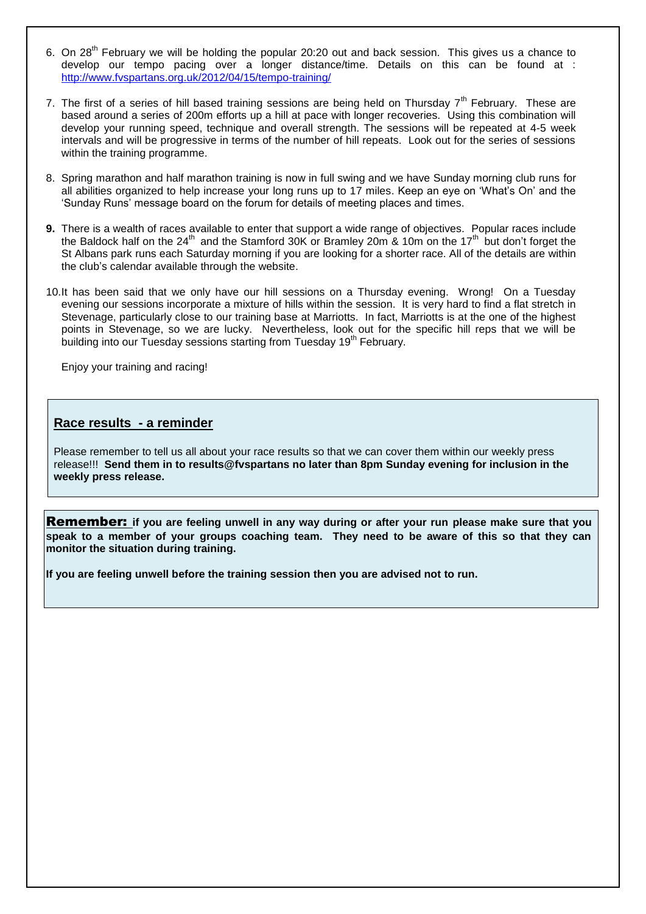6. On 28th February we will be holding the popular 20:20 out and back session. This gives us a chance to develop our tempo pacing over a longer distance/time. Details on this can be found at : http://www.fvspartans.org.uk/2012/04/15/tempo-training/

7. The first of a series of hill based training sessions are being held on Thursday 7th February. These are based around a series of 200m efforts up a hill at pace with longer recoveries. Using this combination will develop your running speed, technique and overall strength. The sessions will be repeated at 4-5 week intervals and will be progressive in terms of the number of hill repeats. Look out for the series of sessions within the training programme.

8. Spring marathon and half marathon training is now in full swing and we have Sunday morning club runs for all abilities organized to help increase your long runs up to 17 miles. Keep an eye on 'What's On' and the 'Sunday Runs' message board on the forum for details of meeting places and times.

9. There is a wealth of races available to enter that support a wide range of objectives. Popular races include the Baldock half on the 24th and the Stamford 30K or Bramley 20m & 10m on the 17th but don't forget the St Albans park runs each Saturday morning if you are looking for a shorter race. All of the details are within the club's calendar available through the website.

10. It has been said that we only have our hill sessions on a Thursday evening. Wrong! On a Tuesday evening our sessions incorporate a mixture of hills within the session. It is very hard to find a flat stretch in Stevenage, particularly close to our training base at Marriotts. In fact, Marriotts is at the one of the highest points in Stevenage, so we are lucky. Nevertheless, look out for the specific hill reps that we will be building into our Tuesday sessions starting from Tuesday 19th February.

Enjoy your training and racing!

## Race results - a reminder

Please remember to tell us all about your race results so that we can cover them within our weekly press release!!! **Send them in to results@fvspartans no later than 8pm Sunday evening for inclusion in the weekly press release.**

**Remember: if you are feeling unwell in any way during or after your run please make sure that you speak to a member of your groups coaching team. They need to be aware of this so that they can monitor the situation during training.**

**If you are feeling unwell before the training session then you are advised not to run.**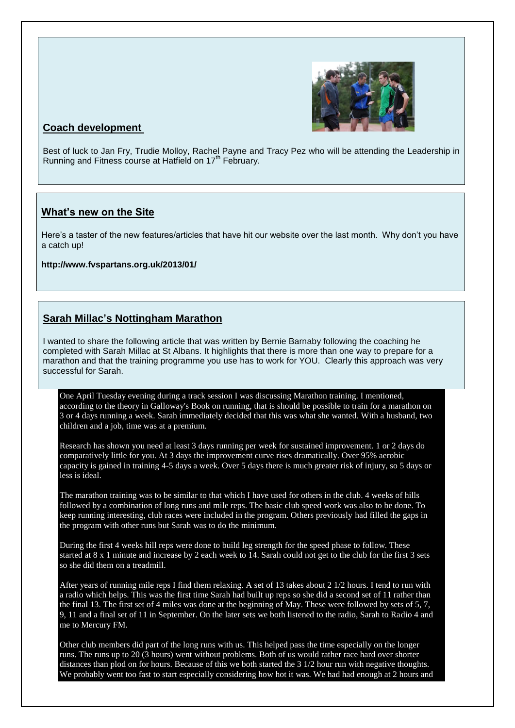## Coach development

Best of luck to Jan Fry, Trudie Molloy, Rachel Payne and Tracy Pez who will be attending the Leadership in Running and Fitness course at Hatfield on 17th February.

## What's new on the Site

Here's a taster of the new features/articles that have hit our website over the last month. Why don't you have a catch up!

**http://www.fvspartans.org.uk/2013/01/**

## Sarah Millac's Nottingham Marathon

I wanted to share the following article that was written by Bernie Barnaby following the coaching he completed with Sarah Millac at St Albans. It highlights that there is more than one way to prepare for a marathon and that the training programme you use has to work for YOU. Clearly this approach was very successful for Sarah.

One April Tuesday evening during a track session I was discussing Marathon training. I mentioned, according to the theory in Galloway's Book on running, that is should be possible to train for a marathon on 3 or 4 days running a week. Sarah immediately decided that this was what she wanted. With a husband, two children and a job, time was at a premium.

Research has shown you need at least 3 days running per week for sustained improvement. 1 or 2 days do comparatively little for you. At 3 days the improvement curve rises dramatically. Over 95% aerobic capacity is gained in training 4-5 days a week. Over 5 days there is much greater risk of injury, so 5 days or less is ideal.

The marathon training was to be similar to that which I have used for others in the club. 4 weeks of hills followed by a combination of long runs and mile reps. The basic club speed work was also to be done. To keep running interesting, club races were included in the program. Others previously had filled the gaps in the program with other runs but Sarah was to do the minimum.

During the first 4 weeks hill reps were done to build leg strength for the speed phase to follow. These started at 8 x 1 minute and increase by 2 each week to 14. Sarah could not get to the club for the first 3 sets so she did them on a treadmill.

After years of running mile reps I find them relaxing. A set of 13 takes about 2 1/2 hours. I tend to run with a radio which helps. This was the first time Sarah had built up reps so she did a second set of 11 rather than the final 13. The first set of 4 miles was done at the beginning of May. These were followed by sets of 5, 7, 9, 11 and a final set of 11 in September. On the later sets we both listened to the radio, Sarah to Radio 4 and me to Mercury FM.

Other club members did part of the long runs with us. This helped pass the time especially on the longer runs. The runs up to 20 (3 hours) went without problems. Both of us would rather race hard over shorter distances than plod on for hours. Because of this we both started the 3 1/2 hour run with negative thoughts. We probably went too fast to start especially considering how hot it was. We had had enough at 2 hours and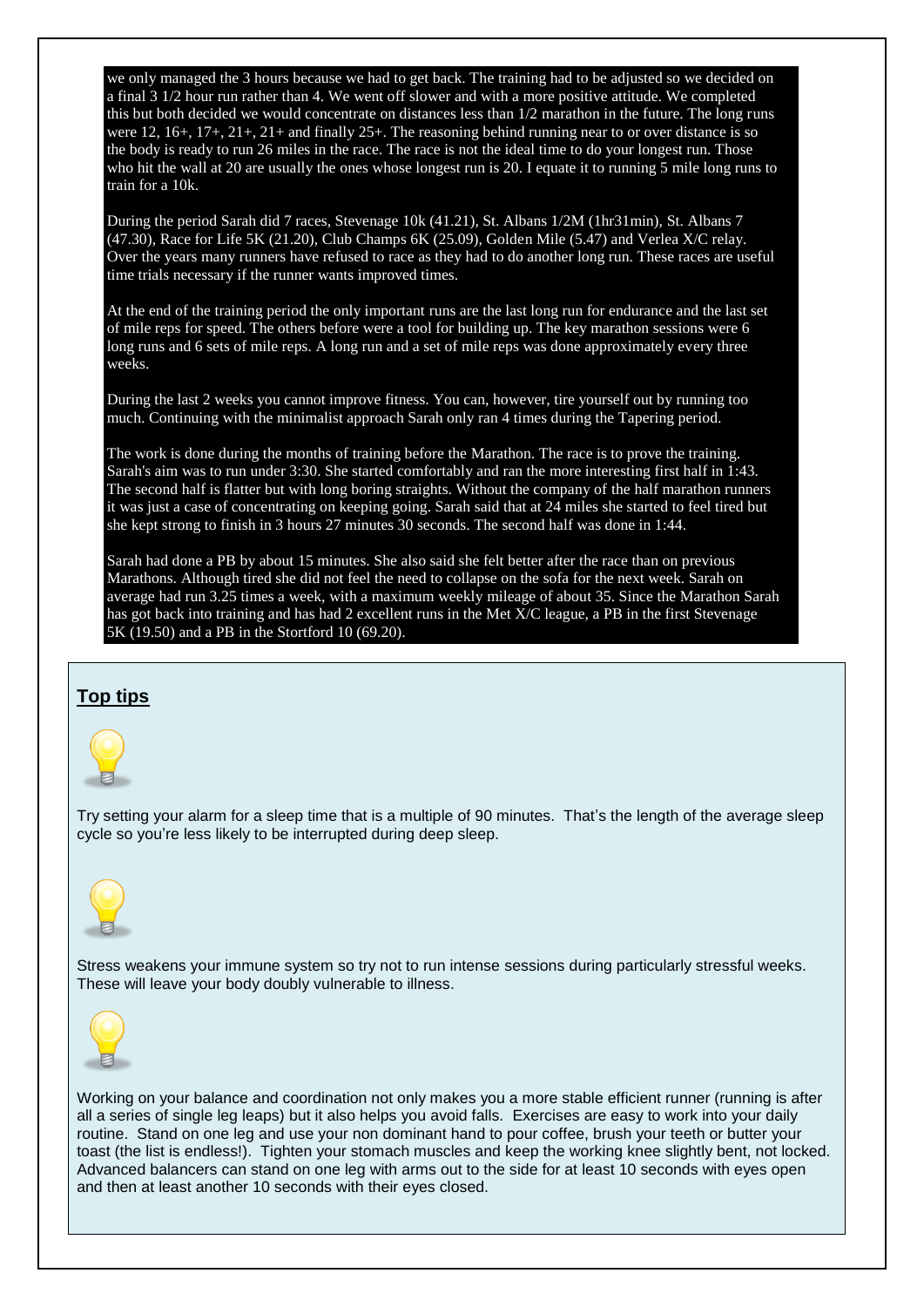we only managed the 3 hours because we had to get back. The training had to be adjusted so we decided on a final 3 1/2 hour run rather than 4. We went off slower and with a more positive attitude. We completed this but both decided we would concentrate on distances less than 1/2 marathon in the future. The long runs were 12, 16+, 17+, 21+, 21+ and finally 25+. The reasoning behind running near to or over distance is so the body is ready to run 26 miles in the race. The race is not the ideal time to do your longest run. Those who hit the wall at 20 are usually the ones whose longest run is 20. I equate it to running 5 mile long runs to train for a 10k.

During the period Sarah did 7 races, Stevenage 10k (41.21), St. Albans 1/2M (1hr31min), St. Albans 7 (47.30), Race for Life 5K (21.20), Club Champs 6K (25.09), Golden Mile (5.47) and Verlea X/C relay. Over the years many runners have refused to race as they had to do another long run. These races are useful time trials necessary if the runner wants improved times.

At the end of the training period the only important runs are the last long run for endurance and the last set of mile reps for speed. The others before were a tool for building up. The key marathon sessions were 6 long runs and 6 sets of mile reps. A long run and a set of mile reps was done approximately every three weeks.

During the last 2 weeks you cannot improve fitness. You can, however, tire yourself out by running too much. Continuing with the minimalist approach Sarah only ran 4 times during the Tapering period.

The work is done during the months of training before the Marathon. The race is to prove the training. Sarah's aim was to run under 3:30. She started comfortably and ran the more interesting first half in 1:43. The second half is flatter but with long boring straights. Without the company of the half marathon runners it was just a case of concentrating on keeping going. Sarah said that at 24 miles she started to feel tired but she kept strong to finish in 3 hours 27 minutes 30 seconds. The second half was done in 1:44.

Sarah had done a PB by about 15 minutes. She also said she felt better after the race than on previous Marathons. Although tired she did not feel the need to collapse on the sofa for the next week. Sarah on average had run 3.25 times a week, with a maximum weekly mileage of about 35. Since the Marathon Sarah has got back into training and has had 2 excellent runs in the Met X/C league, a PB in the first Stevenage 5K (19.50) and a PB in the Stortford 10 (69.20).

## Top tips

Try setting your alarm for a sleep time that is a multiple of 90 minutes. That's the length of the average sleep cycle so you're less likely to be interrupted during deep sleep.

Stress weakens your immune system so try not to run intense sessions during particularly stressful weeks. These will leave your body doubly vulnerable to illness.

Working on your balance and coordination not only makes you a more stable efficient runner (running is after all a series of single leg leaps) but it also helps you avoid falls. Exercises are easy to work into your daily routine. Stand on one leg and use your non dominant hand to pour coffee, brush your teeth or butter your toast (the list is endless!). Tighten your stomach muscles and keep the working knee slightly bent, not locked. Advanced balancers can stand on one leg with arms out to the side for at least 10 seconds with eyes open and then at least another 10 seconds with their eyes closed.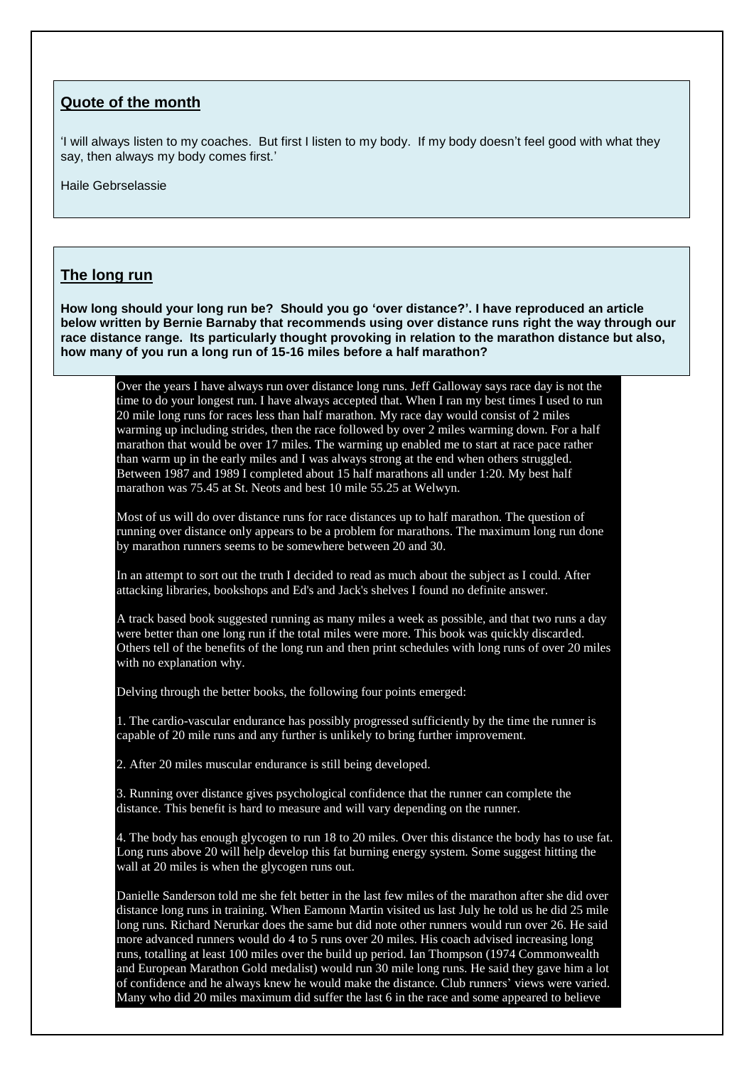## Quote of the month

'I will always listen to my coaches. But first I listen to my body. If my body doesn't feel good with what they say, then always my body comes first.'

Haile Gebrselassie

## The long run

**How long should your long run be? Should you go 'over distance?'. I have reproduced an article below written by Bernie Barnaby that recommends using over distance runs right the way through our race distance range. Its particularly thought provoking in relation to the marathon distance but also, how many of you run a long run of 15-16 miles before a half marathon?**

Over the years I have always run over distance long runs. Jeff Galloway says race day is not the time to do your longest run. I have always accepted that. When I ran my best times I used to run 20 mile long runs for races less than half marathon. My race day would consist of 2 miles warming up including strides, then the race followed by over 2 miles warming down. For a half marathon that would be over 17 miles. The warming up enabled me to start at race pace rather than warm up in the early miles and I was always strong at the end when others struggled. Between 1987 and 1989 I completed about 15 half marathons all under 1:20. My best half marathon was 75.45 at St. Neots and best 10 mile 55.25 at Welwyn.

Most of us will do over distance runs for race distances up to half marathon. The question of running over distance only appears to be a problem for marathons. The maximum long run done by marathon runners seems to be somewhere between 20 and 30.

In an attempt to sort out the truth I decided to read as much about the subject as I could. After attacking libraries, bookshops and Ed's and Jack's shelves I found no definite answer.

A track based book suggested running as many miles a week as possible, and that two runs a day were better than one long run if the total miles were more. This book was quickly discarded. Others tell of the benefits of the long run and then print schedules with long runs of over 20 miles with no explanation why.

Delving through the better books, the following four points emerged:

1. The cardio-vascular endurance has possibly progressed sufficiently by the time the runner is capable of 20 mile runs and any further is unlikely to bring further improvement.

2. After 20 miles muscular endurance is still being developed.

3. Running over distance gives psychological confidence that the runner can complete the distance. This benefit is hard to measure and will vary depending on the runner.

4. The body has enough glycogen to run 18 to 20 miles. Over this distance the body has to use fat. Long runs above 20 will help develop this fat burning energy system. Some suggest hitting the wall at 20 miles is when the glycogen runs out.

Danielle Sanderson told me she felt better in the last few miles of the marathon after she did over distance long runs in training. When Eamonn Martin visited us last July he told us he did 25 mile long runs. Richard Nerurkar does the same but did note other runners would run over 26. He said more advanced runners would do 4 to 5 runs over 20 miles. His coach advised increasing long runs, totalling at least 100 miles over the build up period. Ian Thompson (1974 Commonwealth and European Marathon Gold medalist) would run 30 mile long runs. He said they gave him a lot of confidence and he always knew he would make the distance. Club runners' views were varied. Many who did 20 miles maximum did suffer the last 6 in the race and some appeared to believe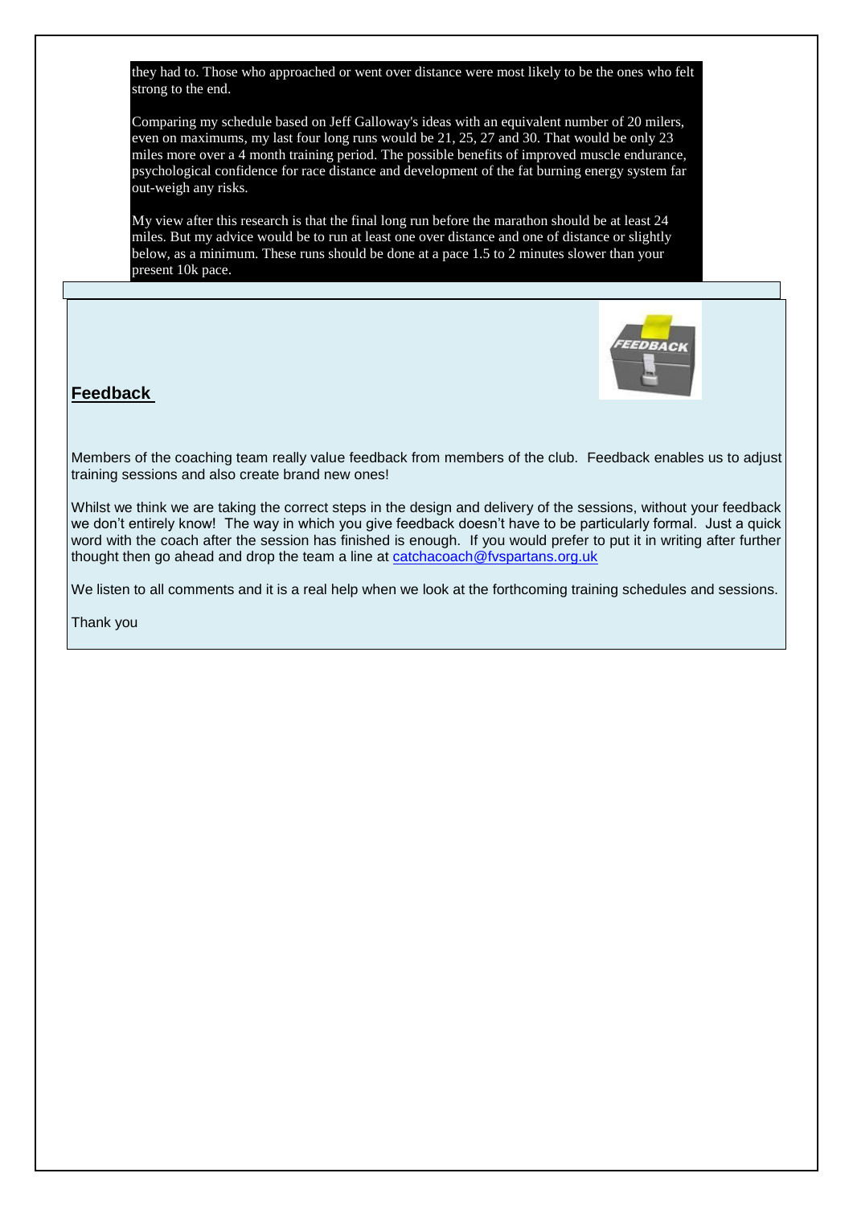they had to. Those who approached or went over distance were most likely to be the ones who felt strong to the end.

Comparing my schedule based on Jeff Galloway's ideas with an equivalent number of 20 milers, even on maximums, my last four long runs would be 21, 25, 27 and 30. That would be only 23 miles more over a 4 month training period. The possible benefits of improved muscle endurance, psychological confidence for race distance and development of the fat burning energy system far out-weigh any risks.

My view after this research is that the final long run before the marathon should be at least 24 miles. But my advice would be to run at least one over distance and one of distance or slightly below, as a minimum. These runs should be done at a pace 1.5 to 2 minutes slower than your present 10k pace.

## Feedback

Members of the coaching team really value feedback from members of the club. Feedback enables us to adjust training sessions and also create brand new ones!

Whilst we think we are taking the correct steps in the design and delivery of the sessions, without your feedback we don't entirely know! The way in which you give feedback doesn't have to be particularly formal. Just a quick word with the coach after the session has finished is enough. If you would prefer to put it in writing after further thought then go ahead and drop the team a line at catchacoach@fvspartans.org.uk

We listen to all comments and it is a real help when we look at the forthcoming training schedules and sessions.

Thank you